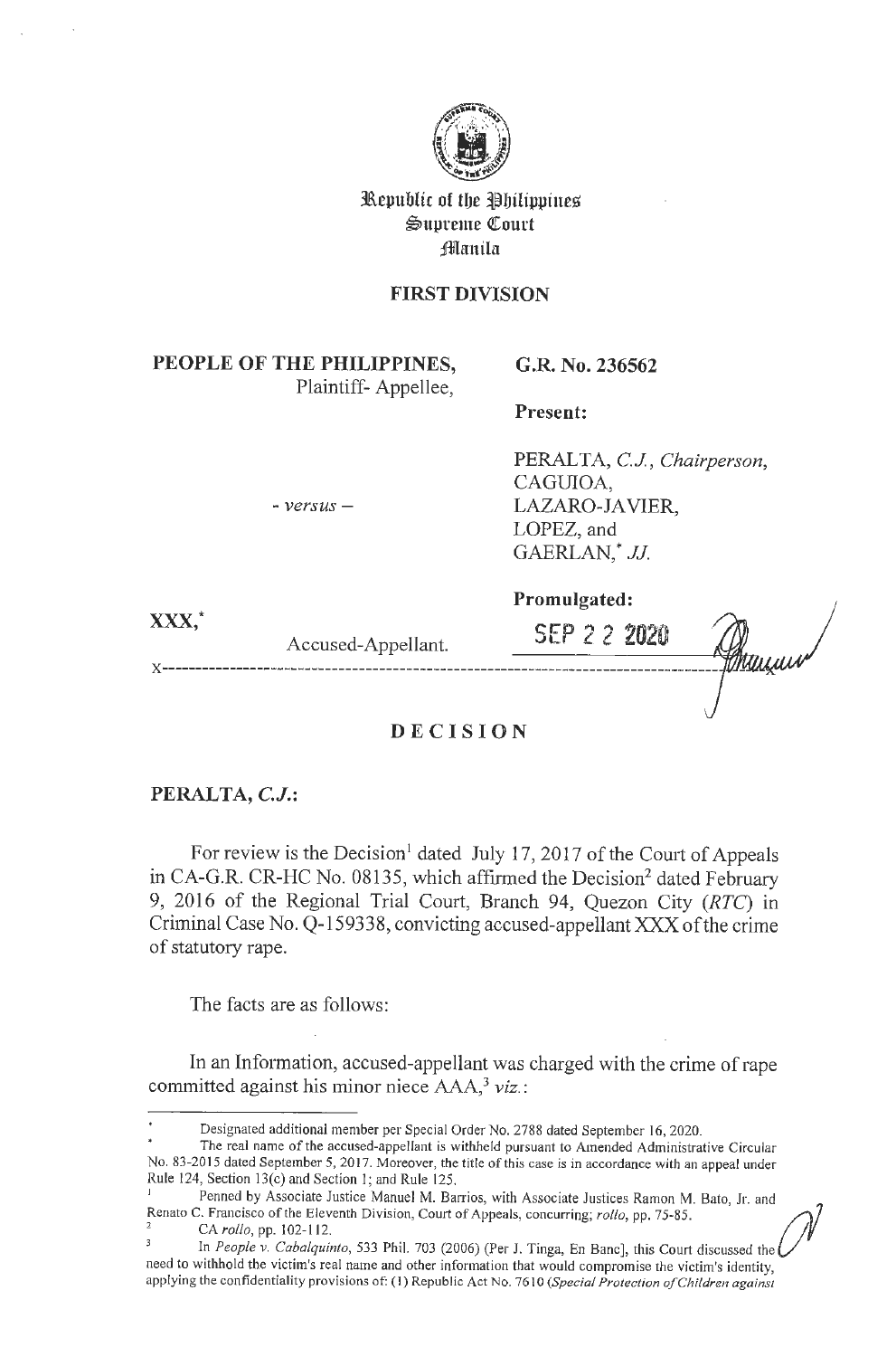Republic of the Philippines
Supreme Court
Manila

**FIRST DIVISION**

**PEOPLE OF THE PHILIPPINES,**
Plaintiff- Appellee,

- *versus* –

**XXX,***
Accused-Appellant.

**G.R. No. 236562**

**Present:**

PERALTA, *C.J., Chairperson,*
CAGUIOA,
LAZARO-JAVIER,
LOPEZ, and
GAERLAN,* *JJ.*

**Promulgated:**

SEP 22 2020

x-----------------------------------------------------------------------------------------x

# DECISION

**PERALTA, *C.J.*:**

For review is the Decision[1] dated July 17, 2017 of the Court of Appeals in CA-G.R. CR-HC No. 08135, which affirmed the Decision[2] dated February 9, 2016 of the Regional Trial Court, Branch 94, Quezon City (*RTC*) in Criminal Case No. Q-159338, convicting accused-appellant XXX of the crime of statutory rape.

The facts are as follows:

In an Information, accused-appellant was charged with the crime of rape committed against his minor niece AAA,[3] *viz.*:

---

\* Designated additional member per Special Order No. 2788 dated September 16, 2020.

\* The real name of the accused-appellant is withheld pursuant to Amended Administrative Circular No. 83-2015 dated September 5, 2017. Moreover, the title of this case is in accordance with an appeal under Rule 124, Section 13(c) and Section 1; and Rule 125.

[1] Penned by Associate Justice Manuel M. Barrios, with Associate Justices Ramon M. Bato, Jr. and Renato C. Francisco of the Eleventh Division, Court of Appeals, concurring; *rollo*, pp. 75-85.

[2] CA *rollo*, pp. 102-112.

[3] In *People v. Cabalquinto*, 533 Phil. 703 (2006) (Per J. Tinga, En Banc], this Court discussed the need to withhold the victim's real name and other information that would compromise the victim's identity, applying the confidentiality provisions of: (1) Republic Act No. 7610 (*Special Protection of Children against*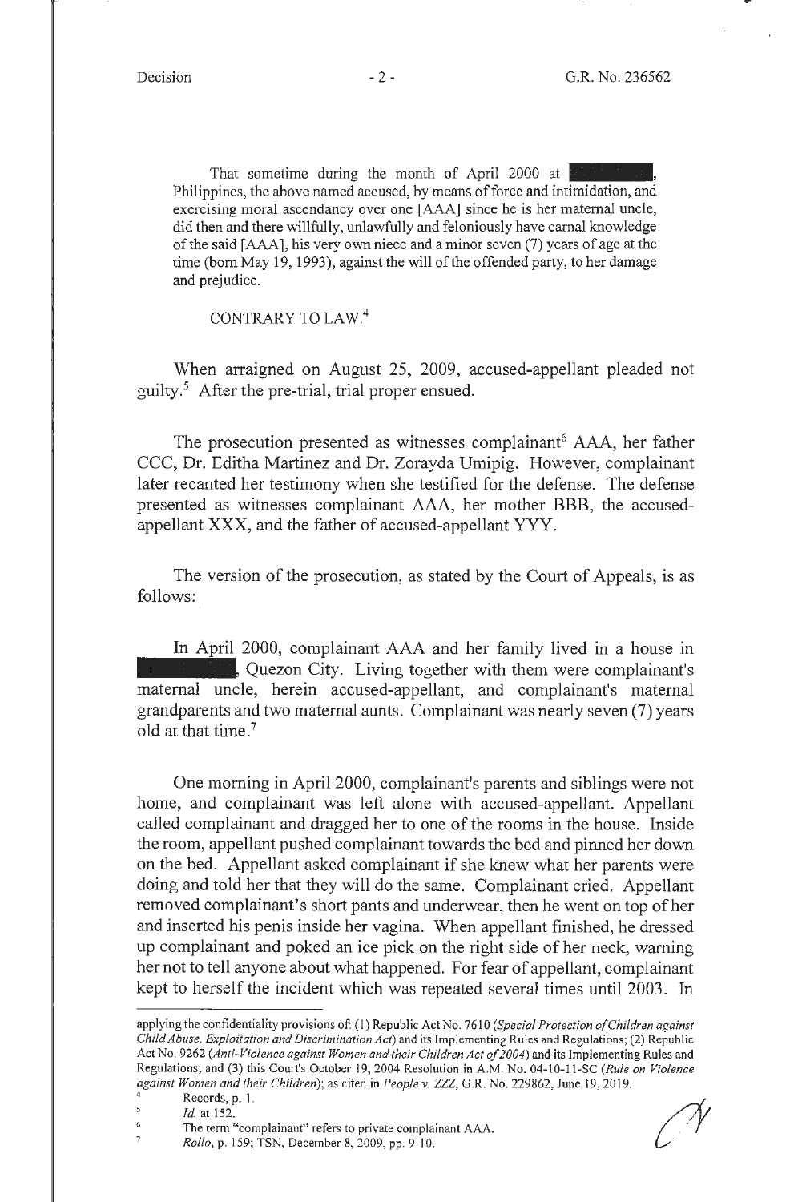That sometime during the month of April 2000 at ███████, Philippines, the above named accused, by means of force and intimidation, and exercising moral ascendancy over one [AAA] since he is her maternal uncle, did then and there willfully, unlawfully and feloniously have carnal knowledge of the said [AAA], his very own niece and a minor seven (7) years of age at the time (born May 19, 1993), against the will of the offended party, to her damage and prejudice.

CONTRARY TO LAW.[4]

When arraigned on August 25, 2009, accused-appellant pleaded not guilty.[5] After the pre-trial, trial proper ensued.

The prosecution presented as witnesses complainant[6] AAA, her father CCC, Dr. Editha Martinez and Dr. Zorayda Umipig. However, complainant later recanted her testimony when she testified for the defense. The defense presented as witnesses complainant AAA, her mother BBB, the accused-appellant XXX, and the father of accused-appellant YYY.

The version of the prosecution, as stated by the Court of Appeals, is as follows:

In April 2000, complainant AAA and her family lived in a house in ███████, Quezon City. Living together with them were complainant's maternal uncle, herein accused-appellant, and complainant's maternal grandparents and two maternal aunts. Complainant was nearly seven (7) years old at that time.[7]

One morning in April 2000, complainant's parents and siblings were not home, and complainant was left alone with accused-appellant. Appellant called complainant and dragged her to one of the rooms in the house. Inside the room, appellant pushed complainant towards the bed and pinned her down on the bed. Appellant asked complainant if she knew what her parents were doing and told her that they will do the same. Complainant cried. Appellant removed complainant's short pants and underwear, then he went on top of her and inserted his penis inside her vagina. When appellant finished, he dressed up complainant and poked an ice pick on the right side of her neck, warning her not to tell anyone about what happened. For fear of appellant, complainant kept to herself the incident which was repeated several times until 2003. In

---

applying the confidentiality provisions of: (1) Republic Act No. 7610 (*Special Protection of Children against Child Abuse, Exploitation and Discrimination Act*) and its Implementing Rules and Regulations; (2) Republic Act No. 9262 (*Anti-Violence against Women and their Children Act of 2004*) and its Implementing Rules and Regulations; and (3) this Court's October 19, 2004 Resolution in A.M. No. 04-10-11-SC (*Rule on Violence against Women and their Children*); as cited in *People v. ZZZ*, G.R. No. 229862, June 19, 2019.

[4] Records, p. 1.

[5] *Id.* at 152.

[6] The term "complainant" refers to private complainant AAA.

[7] *Rollo*, p. 159; TSN, December 8, 2009, pp. 9-10.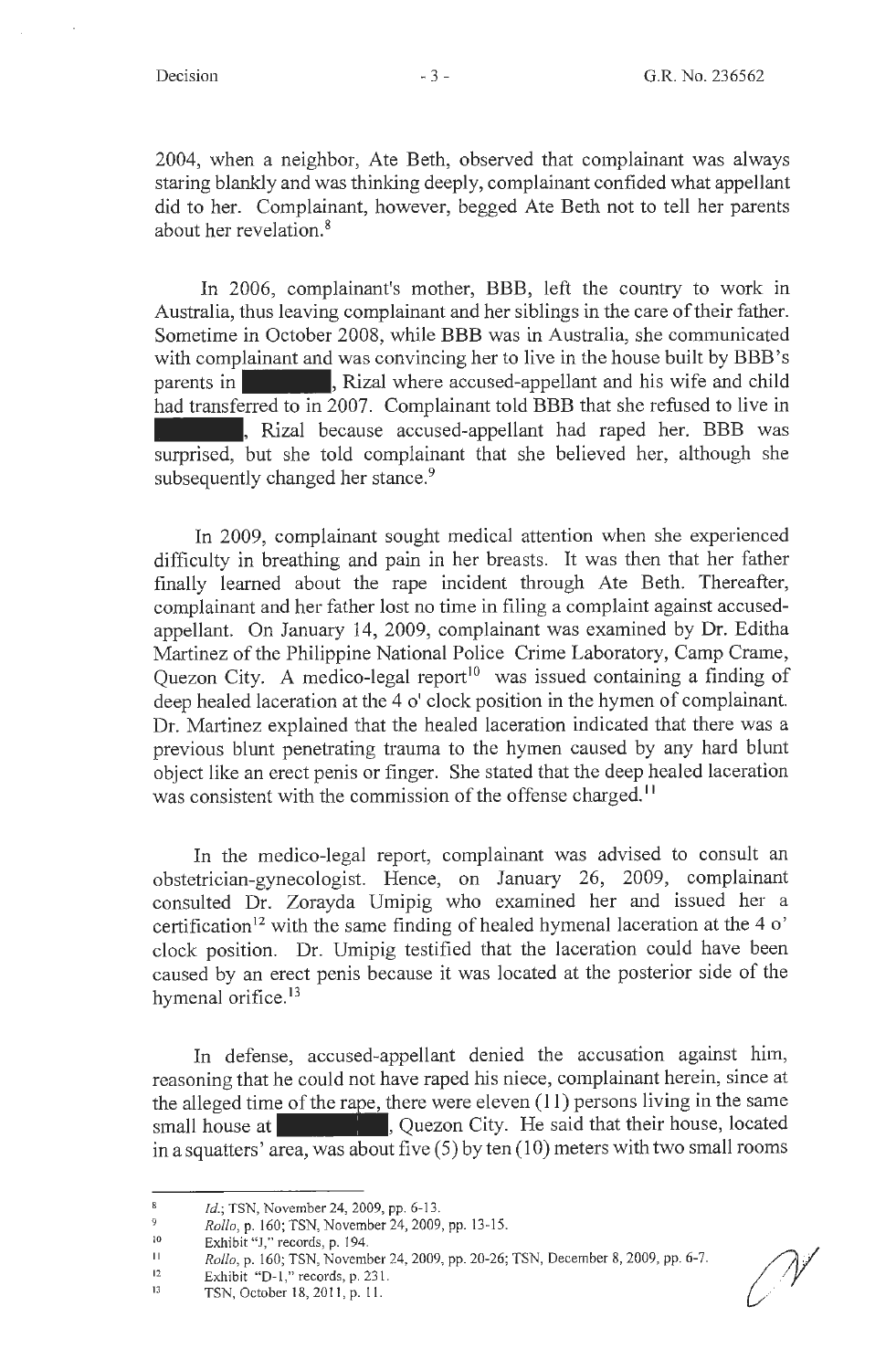2004, when a neighbor, Ate Beth, observed that complainant was always staring blankly and was thinking deeply, complainant confided what appellant did to her. Complainant, however, begged Ate Beth not to tell her parents about her revelation.[8]

In 2006, complainant's mother, BBB, left the country to work in Australia, thus leaving complainant and her siblings in the care of their father. Sometime in October 2008, while BBB was in Australia, she communicated with complainant and was convincing her to live in the house built by BBB's parents in ████████, Rizal where accused-appellant and his wife and child had transferred to in 2007. Complainant told BBB that she refused to live in ████████, Rizal because accused-appellant had raped her. BBB was surprised, but she told complainant that she believed her, although she subsequently changed her stance.[9]

In 2009, complainant sought medical attention when she experienced difficulty in breathing and pain in her breasts. It was then that her father finally learned about the rape incident through Ate Beth. Thereafter, complainant and her father lost no time in filing a complaint against accused-appellant. On January 14, 2009, complainant was examined by Dr. Editha Martinez of the Philippine National Police Crime Laboratory, Camp Crame, Quezon City. A medico-legal report[10] was issued containing a finding of deep healed laceration at the 4 o' clock position in the hymen of complainant. Dr. Martinez explained that the healed laceration indicated that there was a previous blunt penetrating trauma to the hymen caused by any hard blunt object like an erect penis or finger. She stated that the deep healed laceration was consistent with the commission of the offense charged.[11]

In the medico-legal report, complainant was advised to consult an obstetrician-gynecologist. Hence, on January 26, 2009, complainant consulted Dr. Zorayda Umipig who examined her and issued her a certification[12] with the same finding of healed hymenal laceration at the 4 o' clock position. Dr. Umipig testified that the laceration could have been caused by an erect penis because it was located at the posterior side of the hymenal orifice.[13]

In defense, accused-appellant denied the accusation against him, reasoning that he could not have raped his niece, complainant herein, since at the alleged time of the rape, there were eleven (11) persons living in the same small house at ████████, Quezon City. He said that their house, located in a squatters' area, was about five (5) by ten (10) meters with two small rooms

---

[8] *Id.*; TSN, November 24, 2009, pp. 6-13.

[9] *Rollo*, p. 160; TSN, November 24, 2009, pp. 13-15.

[10] Exhibit "J," records, p. 194.

[11] *Rollo*, p. 160; TSN, November 24, 2009, pp. 20-26; TSN, December 8, 2009, pp. 6-7.

[12] Exhibit "D-1," records, p. 231.

[13] TSN, October 18, 2011, p. 11.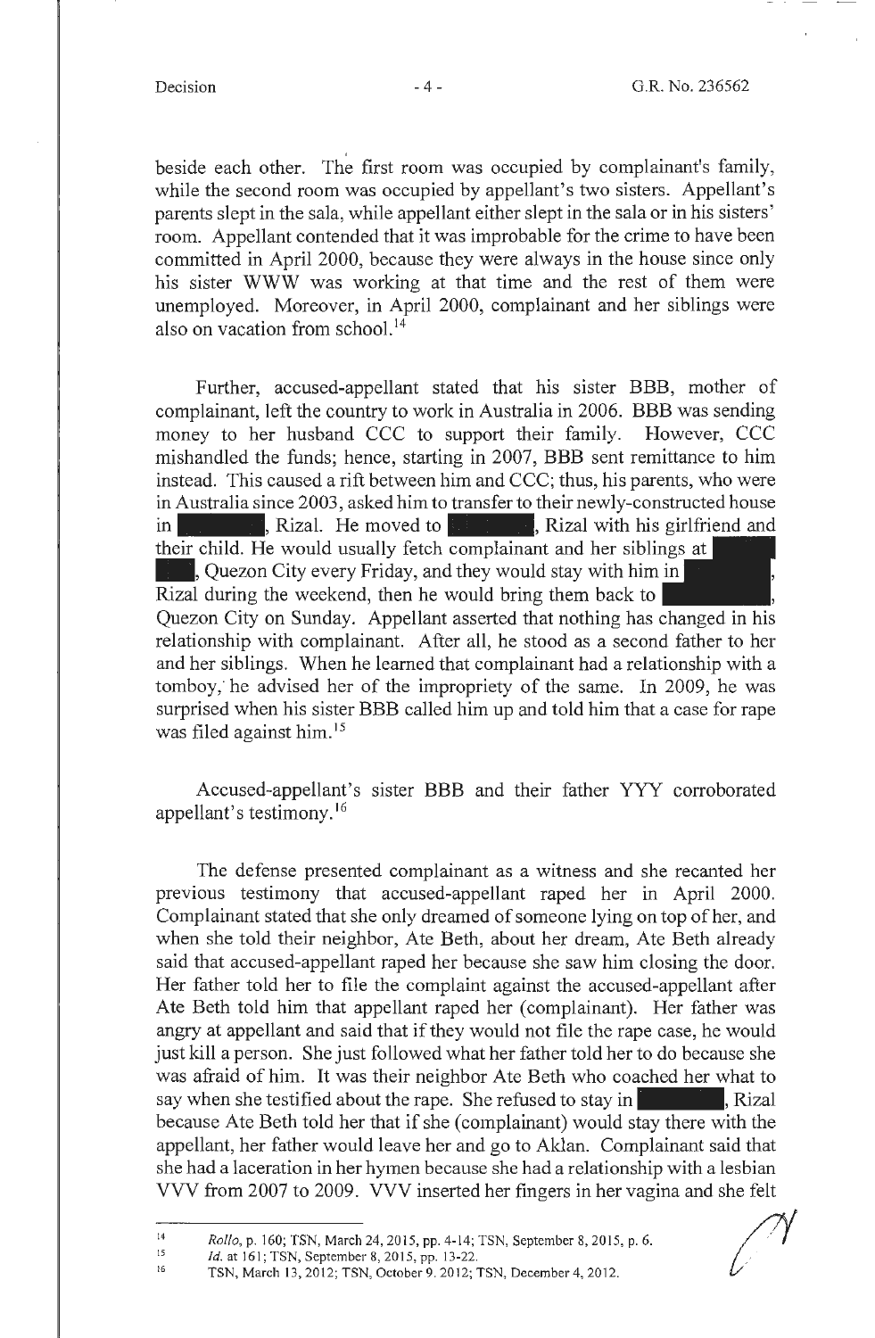beside each other. The first room was occupied by complainant's family, while the second room was occupied by appellant's two sisters. Appellant's parents slept in the sala, while appellant either slept in the sala or in his sisters' room. Appellant contended that it was improbable for the crime to have been committed in April 2000, because they were always in the house since only his sister WWW was working at that time and the rest of them were unemployed. Moreover, in April 2000, complainant and her siblings were also on vacation from school.[14]

Further, accused-appellant stated that his sister BBB, mother of complainant, left the country to work in Australia in 2006. BBB was sending money to her husband CCC to support their family. However, CCC mishandled the funds; hence, starting in 2007, BBB sent remittance to him instead. This caused a rift between him and CCC; thus, his parents, who were in Australia since 2003, asked him to transfer to their newly-constructed house in ████████, Rizal. He moved to ████████, Rizal with his girlfriend and their child. He would usually fetch complainant and her siblings at ████████, Quezon City every Friday, and they would stay with him in ████████, Rizal during the weekend, then he would bring them back to ████████, Quezon City on Sunday. Appellant asserted that nothing has changed in his relationship with complainant. After all, he stood as a second father to her and her siblings. When he learned that complainant had a relationship with a tomboy, he advised her of the impropriety of the same. In 2009, he was surprised when his sister BBB called him up and told him that a case for rape was filed against him.[15]

Accused-appellant's sister BBB and their father YYY corroborated appellant's testimony.[16]

The defense presented complainant as a witness and she recanted her previous testimony that accused-appellant raped her in April 2000. Complainant stated that she only dreamed of someone lying on top of her, and when she told their neighbor, Ate Beth, about her dream, Ate Beth already said that accused-appellant raped her because she saw him closing the door. Her father told her to file the complaint against the accused-appellant after Ate Beth told him that appellant raped her (complainant). Her father was angry at appellant and said that if they would not file the rape case, he would just kill a person. She just followed what her father told her to do because she was afraid of him. It was their neighbor Ate Beth who coached her what to say when she testified about the rape. She refused to stay in ████████, Rizal because Ate Beth told her that if she (complainant) would stay there with the appellant, her father would leave her and go to Aklan. Complainant said that she had a laceration in her hymen because she had a relationship with a lesbian VVV from 2007 to 2009. VVV inserted her fingers in her vagina and she felt

---

[14] *Rollo*, p. 160; TSN, March 24, 2015, pp. 4-14; TSN, September 8, 2015, p. 6.

[15] *Id.* at 161; TSN, September 8, 2015, pp. 13-22.

[16] TSN, March 13, 2012; TSN, October 9, 2012; TSN, December 4, 2012.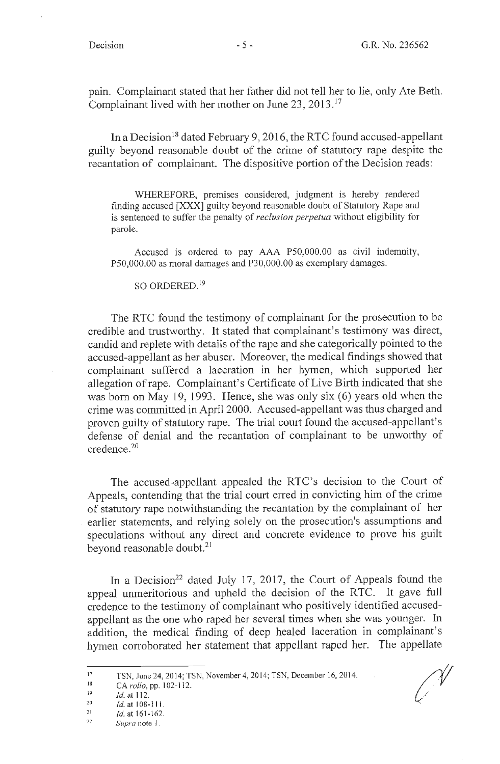pain. Complainant stated that her father did not tell her to lie, only Ate Beth. Complainant lived with her mother on June 23, 2013.[17]

In a Decision[18] dated February 9, 2016, the RTC found accused-appellant guilty beyond reasonable doubt of the crime of statutory rape despite the recantation of complainant. The dispositive portion of the Decision reads:

> WHEREFORE, premises considered, judgment is hereby rendered finding accused [XXX] guilty beyond reasonable doubt of Statutory Rape and is sentenced to suffer the penalty of *reclusion perpetua* without eligibility for parole.
>
> Accused is ordered to pay AAA P50,000.00 as civil indemnity, P50,000.00 as moral damages and P30,000.00 as exemplary damages.
>
> SO ORDERED.[19]

The RTC found the testimony of complainant for the prosecution to be credible and trustworthy. It stated that complainant's testimony was direct, candid and replete with details of the rape and she categorically pointed to the accused-appellant as her abuser. Moreover, the medical findings showed that complainant suffered a laceration in her hymen, which supported her allegation of rape. Complainant's Certificate of Live Birth indicated that she was born on May 19, 1993. Hence, she was only six (6) years old when the crime was committed in April 2000. Accused-appellant was thus charged and proven guilty of statutory rape. The trial court found the accused-appellant's defense of denial and the recantation of complainant to be unworthy of credence.[20]

The accused-appellant appealed the RTC's decision to the Court of Appeals, contending that the trial court erred in convicting him of the crime of statutory rape notwithstanding the recantation by the complainant of her earlier statements, and relying solely on the prosecution's assumptions and speculations without any direct and concrete evidence to prove his guilt beyond reasonable doubt.[21]

In a Decision[22] dated July 17, 2017, the Court of Appeals found the appeal unmeritorious and upheld the decision of the RTC. It gave full credence to the testimony of complainant who positively identified accused-appellant as the one who raped her several times when she was younger. In addition, the medical finding of deep healed laceration in complainant's hymen corroborated her statement that appellant raped her. The appellate

---

[17] TSN, June 24, 2014; TSN, November 4, 2014; TSN, December 16, 2014.

[18] CA *rollo*, pp. 102-112.

[19] *Id.* at 112.

[20] *Id.* at 108-111.

[21] *Id.* at 161-162.

[22] *Supra* note 1.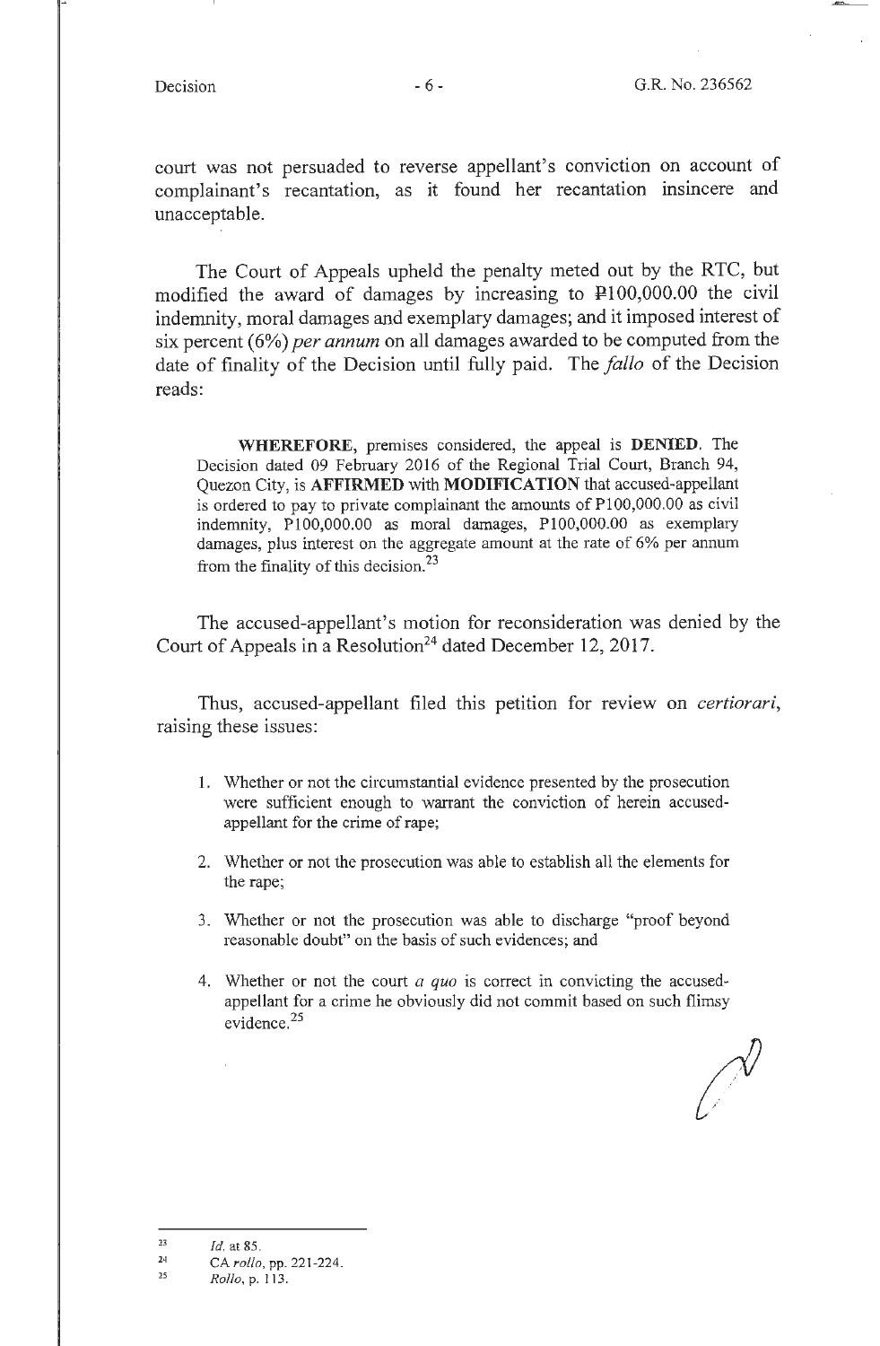court was not persuaded to reverse appellant's conviction on account of complainant's recantation, as it found her recantation insincere and unacceptable.

The Court of Appeals upheld the penalty meted out by the RTC, but modified the award of damages by increasing to ₱100,000.00 the civil indemnity, moral damages and exemplary damages; and it imposed interest of six percent (6%) *per annum* on all damages awarded to be computed from the date of finality of the Decision until fully paid. The *fallo* of the Decision reads:

> **WHEREFORE,** premises considered, the appeal is **DENIED**. The Decision dated 09 February 2016 of the Regional Trial Court, Branch 94, Quezon City, is **AFFIRMED** with **MODIFICATION** that accused-appellant is ordered to pay to private complainant the amounts of P100,000.00 as civil indemnity, P100,000.00 as moral damages, P100,000.00 as exemplary damages, plus interest on the aggregate amount at the rate of 6% per annum from the finality of this decision.[23]

The accused-appellant's motion for reconsideration was denied by the Court of Appeals in a Resolution[24] dated December 12, 2017.

Thus, accused-appellant filed this petition for review on *certiorari*, raising these issues:

> 1. Whether or not the circumstantial evidence presented by the prosecution were sufficient enough to warrant the conviction of herein accused-appellant for the crime of rape;
>
> 2. Whether or not the prosecution was able to establish all the elements for the rape;
>
> 3. Whether or not the prosecution was able to discharge "proof beyond reasonable doubt" on the basis of such evidences; and
>
> 4. Whether or not the court *a quo* is correct in convicting the accused-appellant for a crime he obviously did not commit based on such flimsy evidence.[25]

---

[23] *Id.* at 85.

[24] CA *rollo*, pp. 221-224.

[25] *Rollo*, p. 113.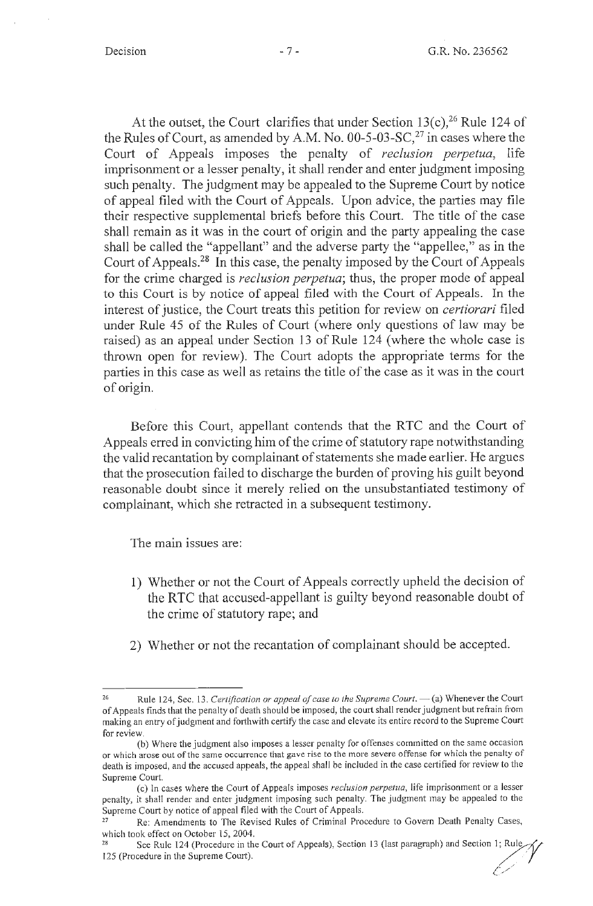At the outset, the Court clarifies that under Section 13(c),[26] Rule 124 of the Rules of Court, as amended by A.M. No. 00-5-03-SC,[27] in cases where the Court of Appeals imposes the penalty of *reclusion perpetua*, life imprisonment or a lesser penalty, it shall render and enter judgment imposing such penalty. The judgment may be appealed to the Supreme Court by notice of appeal filed with the Court of Appeals. Upon advice, the parties may file their respective supplemental briefs before this Court. The title of the case shall remain as it was in the court of origin and the party appealing the case shall be called the "appellant" and the adverse party the "appellee," as in the Court of Appeals.[28] In this case, the penalty imposed by the Court of Appeals for the crime charged is *reclusion perpetua*; thus, the proper mode of appeal to this Court is by notice of appeal filed with the Court of Appeals. In the interest of justice, the Court treats this petition for review on *certiorari* filed under Rule 45 of the Rules of Court (where only questions of law may be raised) as an appeal under Section 13 of Rule 124 (where the whole case is thrown open for review). The Court adopts the appropriate terms for the parties in this case as well as retains the title of the case as it was in the court of origin.

Before this Court, appellant contends that the RTC and the Court of Appeals erred in convicting him of the crime of statutory rape notwithstanding the valid recantation by complainant of statements she made earlier. He argues that the prosecution failed to discharge the burden of proving his guilt beyond reasonable doubt since it merely relied on the unsubstantiated testimony of complainant, which she retracted in a subsequent testimony.

The main issues are:

1) Whether or not the Court of Appeals correctly upheld the decision of the RTC that accused-appellant is guilty beyond reasonable doubt of the crime of statutory rape; and

2) Whether or not the recantation of complainant should be accepted.

---

[26] Rule 124, Sec. 13. *Certification or appeal of case to the Supreme Court.* — (a) Whenever the Court of Appeals finds that the penalty of death should be imposed, the court shall render judgment but refrain from making an entry of judgment and forthwith certify the case and elevate its entire record to the Supreme Court for review.

(b) Where the judgment also imposes a lesser penalty for offenses committed on the same occasion or which arose out of the same occurrence that gave rise to the more severe offense for which the penalty of death is imposed, and the accused appeals, the appeal shall be included in the case certified for review to the Supreme Court.

(c) In cases where the Court of Appeals imposes *reclusion perpetua*, life imprisonment or a lesser penalty, it shall render and enter judgment imposing such penalty. The judgment may be appealed to the Supreme Court by notice of appeal filed with the Court of Appeals.

[27] Re: Amendments to The Revised Rules of Criminal Procedure to Govern Death Penalty Cases, which took effect on October 15, 2004.

[28] See Rule 124 (Procedure in the Court of Appeals), Section 13 (last paragraph) and Section 1; Rule 125 (Procedure in the Supreme Court).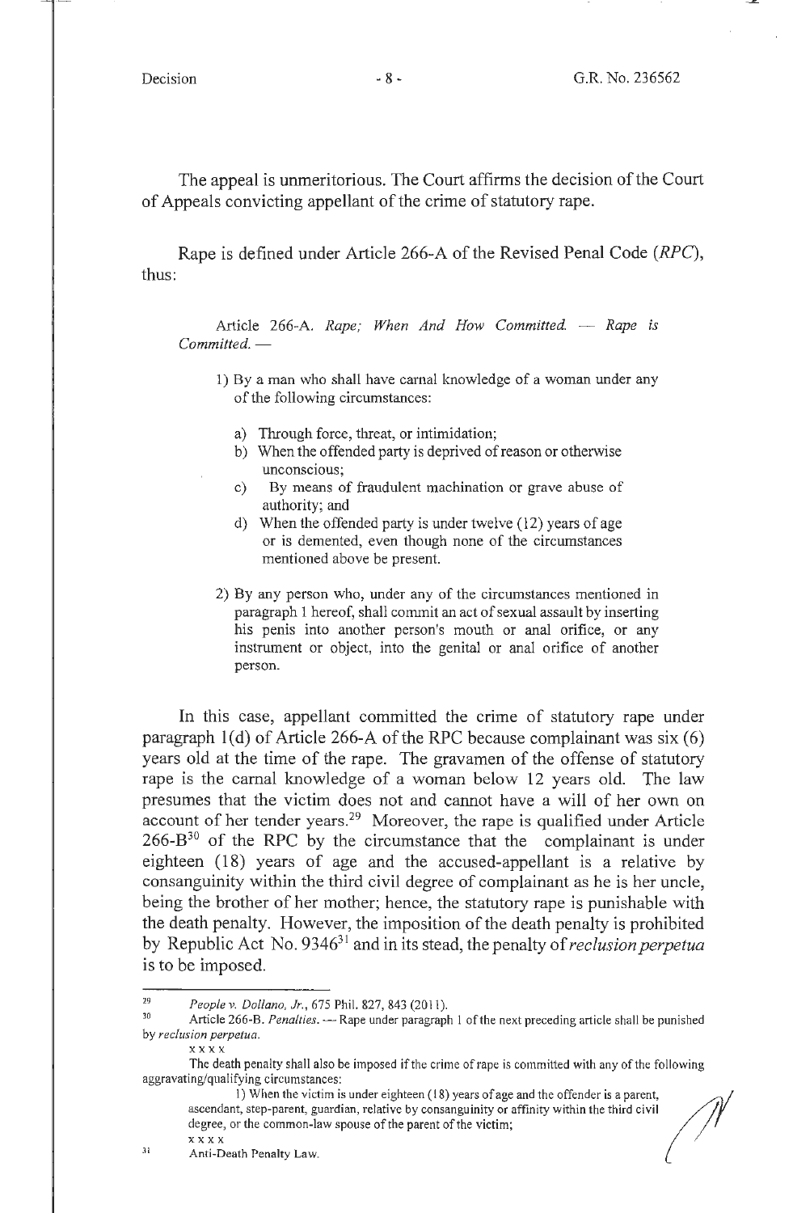The appeal is unmeritorious. The Court affirms the decision of the Court of Appeals convicting appellant of the crime of statutory rape.

Rape is defined under Article 266-A of the Revised Penal Code (*RPC*), thus:

> Article 266-A. *Rape; When And How Committed. — Rape is Committed. —*
>
> 1) By a man who shall have carnal knowledge of a woman under any of the following circumstances:
>
>    a) Through force, threat, or intimidation;
>    b) When the offended party is deprived of reason or otherwise unconscious;
>    c) By means of fraudulent machination or grave abuse of authority; and
>    d) When the offended party is under twelve (12) years of age or is demented, even though none of the circumstances mentioned above be present.
>
> 2) By any person who, under any of the circumstances mentioned in paragraph 1 hereof, shall commit an act of sexual assault by inserting his penis into another person's mouth or anal orifice, or any instrument or object, into the genital or anal orifice of another person.

In this case, appellant committed the crime of statutory rape under paragraph 1(d) of Article 266-A of the RPC because complainant was six (6) years old at the time of the rape. The gravamen of the offense of statutory rape is the carnal knowledge of a woman below 12 years old. The law presumes that the victim does not and cannot have a will of her own on account of her tender years.[29] Moreover, the rape is qualified under Article 266-B[30] of the RPC by the circumstance that the complainant is under eighteen (18) years of age and the accused-appellant is a relative by consanguinity within the third civil degree of complainant as he is her uncle, being the brother of her mother; hence, the statutory rape is punishable with the death penalty. However, the imposition of the death penalty is prohibited by Republic Act No. 9346[31] and in its stead, the penalty of *reclusion perpetua* is to be imposed.

---

[29] *People v. Dollano, Jr.*, 675 Phil. 827, 843 (2011).

[30] Article 266-B. *Penalties.* — Rape under paragraph 1 of the next preceding article shall be punished by *reclusion perpetua*.

x x x x

The death penalty shall also be imposed if the crime of rape is committed with any of the following aggravating/qualifying circumstances:

1) When the victim is under eighteen (18) years of age and the offender is a parent, ascendant, step-parent, guardian, relative by consanguinity or affinity within the third civil degree, or the common-law spouse of the parent of the victim;

x x x x

[31] Anti-Death Penalty Law.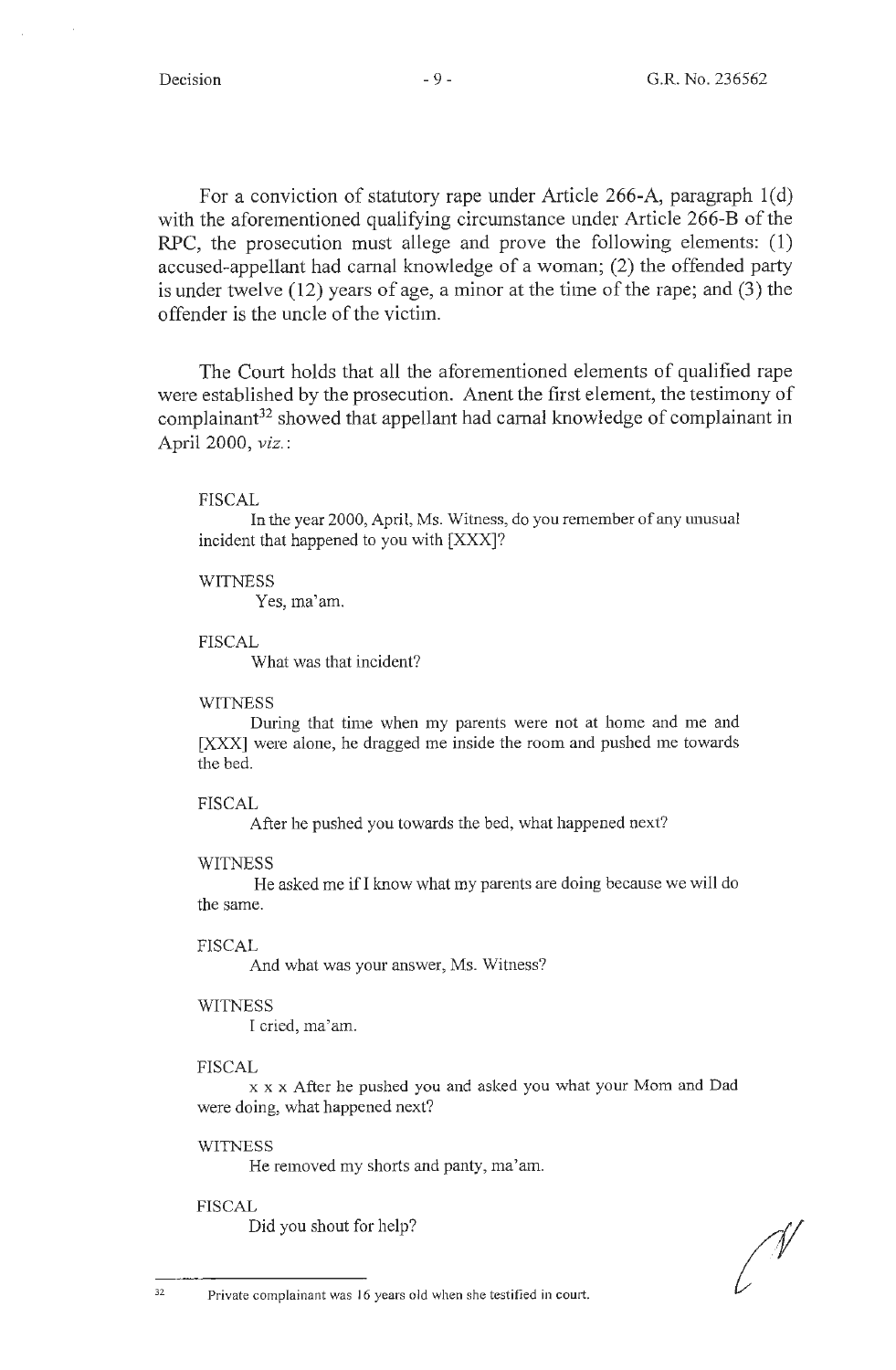For a conviction of statutory rape under Article 266-A, paragraph 1(d) with the aforementioned qualifying circumstance under Article 266-B of the RPC, the prosecution must allege and prove the following elements: (1) accused-appellant had carnal knowledge of a woman; (2) the offended party is under twelve (12) years of age, a minor at the time of the rape; and (3) the offender is the uncle of the victim.

The Court holds that all the aforementioned elements of qualified rape were established by the prosecution. Anent the first element, the testimony of complainant[32] showed that appellant had carnal knowledge of complainant in April 2000, *viz.*:

> FISCAL
>
> In the year 2000, April, Ms. Witness, do you remember of any unusual incident that happened to you with [XXX]?
>
> WITNESS
>
> Yes, ma'am.
>
> FISCAL
>
> What was that incident?
>
> WITNESS
>
> During that time when my parents were not at home and me and [XXX] were alone, he dragged me inside the room and pushed me towards the bed.
>
> FISCAL
>
> After he pushed you towards the bed, what happened next?
>
> WITNESS
>
> He asked me if I know what my parents are doing because we will do the same.
>
> FISCAL
>
> And what was your answer, Ms. Witness?
>
> WITNESS
>
> I cried, ma'am.
>
> FISCAL
>
> x x x After he pushed you and asked you what your Mom and Dad were doing, what happened next?
>
> WITNESS
>
> He removed my shorts and panty, ma'am.
>
> FISCAL
>
> Did you shout for help?

---

[32] Private complainant was 16 years old when she testified in court.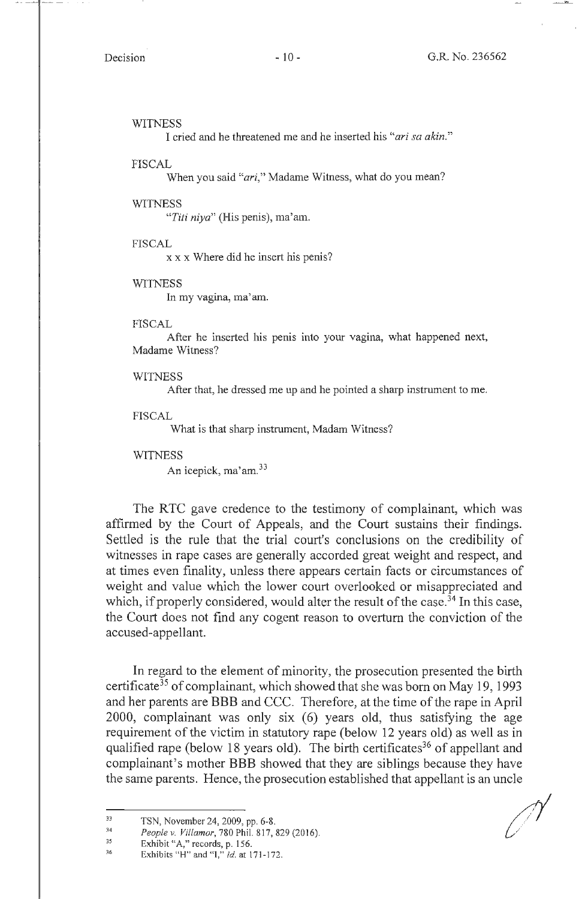WITNESS

I cried and he threatened me and he inserted his "*ari sa akin.*"

FISCAL

When you said "*ari*," Madame Witness, what do you mean?

WITNESS

"*Titi niya*" (His penis), ma'am.

FISCAL

x x x Where did he insert his penis?

WITNESS

In my vagina, ma'am.

FISCAL

After he inserted his penis into your vagina, what happened next, Madame Witness?

WITNESS

After that, he dressed me up and he pointed a sharp instrument to me.

FISCAL

What is that sharp instrument, Madam Witness?

WITNESS

An icepick, ma'am.[33]

The RTC gave credence to the testimony of complainant, which was affirmed by the Court of Appeals, and the Court sustains their findings. Settled is the rule that the trial court's conclusions on the credibility of witnesses in rape cases are generally accorded great weight and respect, and at times even finality, unless there appears certain facts or circumstances of weight and value which the lower court overlooked or misappreciated and which, if properly considered, would alter the result of the case.[34] In this case, the Court does not find any cogent reason to overturn the conviction of the accused-appellant.

In regard to the element of minority, the prosecution presented the birth certificate[35] of complainant, which showed that she was born on May 19, 1993 and her parents are BBB and CCC. Therefore, at the time of the rape in April 2000, complainant was only six (6) years old, thus satisfying the age requirement of the victim in statutory rape (below 12 years old) as well as in qualified rape (below 18 years old). The birth certificates[36] of appellant and complainant's mother BBB showed that they are siblings because they have the same parents. Hence, the prosecution established that appellant is an uncle

---

[33] TSN, November 24, 2009, pp. 6-8.

[34] *People v. Villamor*, 780 Phil. 817, 829 (2016).

[35] Exhibit "A," records, p. 156.

[36] Exhibits "H" and "I," *id.* at 171-172.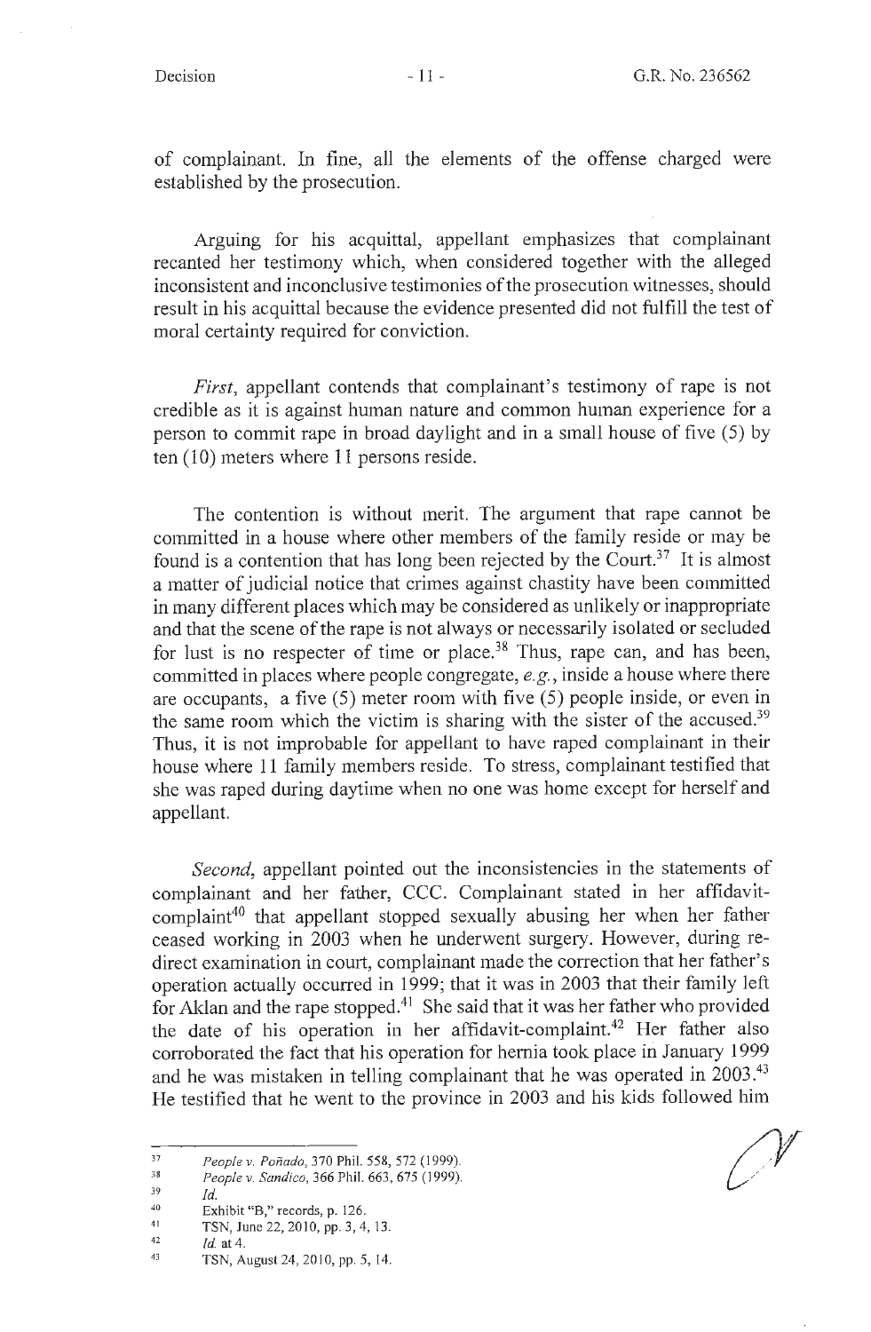of complainant. In fine, all the elements of the offense charged were established by the prosecution.

Arguing for his acquittal, appellant emphasizes that complainant recanted her testimony which, when considered together with the alleged inconsistent and inconclusive testimonies of the prosecution witnesses, should result in his acquittal because the evidence presented did not fulfill the test of moral certainty required for conviction.

*First*, appellant contends that complainant's testimony of rape is not credible as it is against human nature and common human experience for a person to commit rape in broad daylight and in a small house of five (5) by ten (10) meters where 11 persons reside.

The contention is without merit. The argument that rape cannot be committed in a house where other members of the family reside or may be found is a contention that has long been rejected by the Court.[37] It is almost a matter of judicial notice that crimes against chastity have been committed in many different places which may be considered as unlikely or inappropriate and that the scene of the rape is not always or necessarily isolated or secluded for lust is no respecter of time or place.[38] Thus, rape can, and has been, committed in places where people congregate, *e.g.*, inside a house where there are occupants, a five (5) meter room with five (5) people inside, or even in the same room which the victim is sharing with the sister of the accused.[39] Thus, it is not improbable for appellant to have raped complainant in their house where 11 family members reside. To stress, complainant testified that she was raped during daytime when no one was home except for herself and appellant.

*Second*, appellant pointed out the inconsistencies in the statements of complainant and her father, CCC. Complainant stated in her affidavit-complaint[40] that appellant stopped sexually abusing her when her father ceased working in 2003 when he underwent surgery. However, during re-direct examination in court, complainant made the correction that her father's operation actually occurred in 1999; that it was in 2003 that their family left for Aklan and the rape stopped.[41] She said that it was her father who provided the date of his operation in her affidavit-complaint.[42] Her father also corroborated the fact that his operation for hernia took place in January 1999 and he was mistaken in telling complainant that he was operated in 2003.[43] He testified that he went to the province in 2003 and his kids followed him

---

[37] *People v. Poñado*, 370 Phil. 558, 572 (1999).

[38] *People v. Sandico*, 366 Phil. 663, 675 (1999).

[39] *Id.*

[40] Exhibit "B," records, p. 126.

[41] TSN, June 22, 2010, pp. 3, 4, 13.

[42] *Id.* at 4.

[43] TSN, August 24, 2010, pp. 5, 14.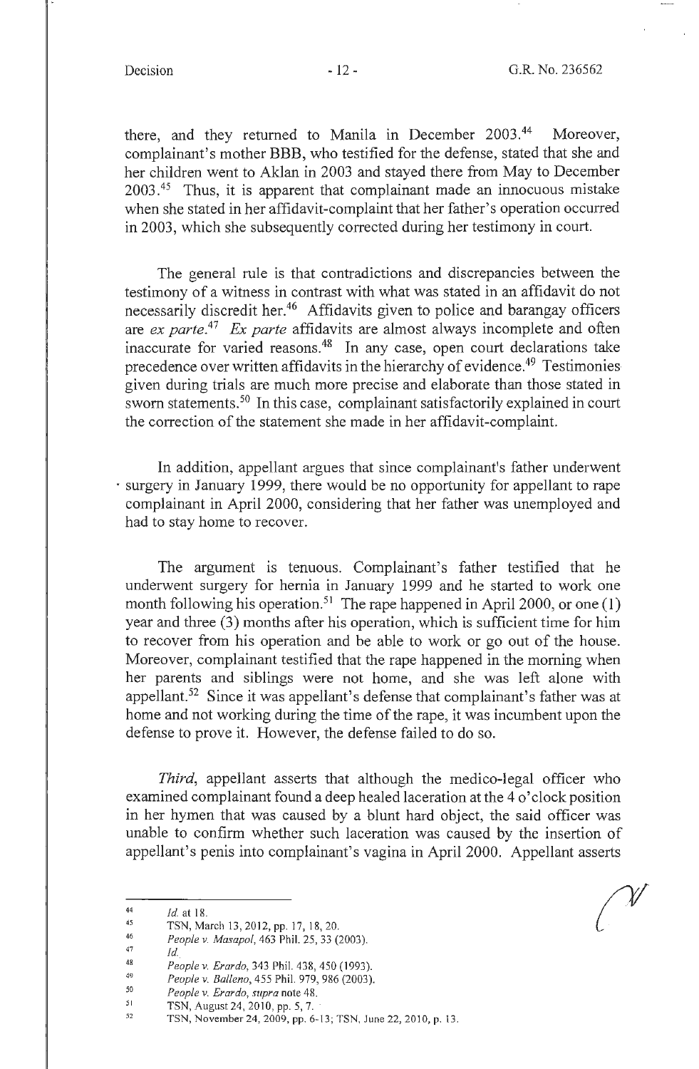there, and they returned to Manila in December 2003.[44] Moreover, complainant's mother BBB, who testified for the defense, stated that she and her children went to Aklan in 2003 and stayed there from May to December 2003.[45] Thus, it is apparent that complainant made an innocuous mistake when she stated in her affidavit-complaint that her father's operation occurred in 2003, which she subsequently corrected during her testimony in court.

The general rule is that contradictions and discrepancies between the testimony of a witness in contrast with what was stated in an affidavit do not necessarily discredit her.[46] Affidavits given to police and barangay officers are *ex parte*.[47] *Ex parte* affidavits are almost always incomplete and often inaccurate for varied reasons.[48] In any case, open court declarations take precedence over written affidavits in the hierarchy of evidence.[49] Testimonies given during trials are much more precise and elaborate than those stated in sworn statements.[50] In this case, complainant satisfactorily explained in court the correction of the statement she made in her affidavit-complaint.

In addition, appellant argues that since complainant's father underwent surgery in January 1999, there would be no opportunity for appellant to rape complainant in April 2000, considering that her father was unemployed and had to stay home to recover.

The argument is tenuous. Complainant's father testified that he underwent surgery for hernia in January 1999 and he started to work one month following his operation.[51] The rape happened in April 2000, or one (1) year and three (3) months after his operation, which is sufficient time for him to recover from his operation and be able to work or go out of the house. Moreover, complainant testified that the rape happened in the morning when her parents and siblings were not home, and she was left alone with appellant.[52] Since it was appellant's defense that complainant's father was at home and not working during the time of the rape, it was incumbent upon the defense to prove it. However, the defense failed to do so.

*Third*, appellant asserts that although the medico-legal officer who examined complainant found a deep healed laceration at the 4 o'clock position in her hymen that was caused by a blunt hard object, the said officer was unable to confirm whether such laceration was caused by the insertion of appellant's penis into complainant's vagina in April 2000. Appellant asserts

---

[44] *Id.* at 18.

[45] TSN, March 13, 2012, pp. 17, 18, 20.

[46] *People v. Masapol*, 463 Phil. 25, 33 (2003).

[47] *Id.*

[48] *People v. Erardo*, 343 Phil. 438, 450 (1993).

[49] *People v. Balleno*, 455 Phil. 979, 986 (2003).

[50] *People v. Erardo*, *supra* note 48.

[51] TSN, August 24, 2010, pp. 5, 7.

[52] TSN, November 24, 2009, pp. 6-13; TSN, June 22, 2010, p. 13.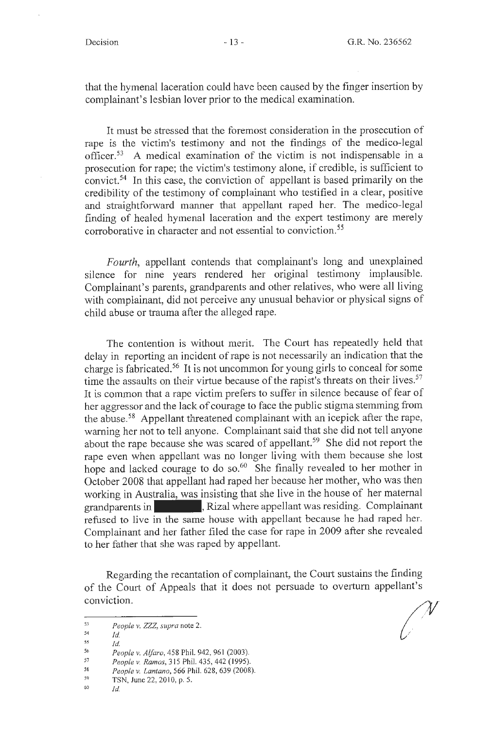that the hymenal laceration could have been caused by the finger insertion by complainant's lesbian lover prior to the medical examination.

It must be stressed that the foremost consideration in the prosecution of rape is the victim's testimony and not the findings of the medico-legal officer.[53] A medical examination of the victim is not indispensable in a prosecution for rape; the victim's testimony alone, if credible, is sufficient to convict.[54] In this case, the conviction of appellant is based primarily on the credibility of the testimony of complainant who testified in a clear, positive and straightforward manner that appellant raped her. The medico-legal finding of healed hymenal laceration and the expert testimony are merely corroborative in character and not essential to conviction.[55]

*Fourth*, appellant contends that complainant's long and unexplained silence for nine years rendered her original testimony implausible. Complainant's parents, grandparents and other relatives, who were all living with complainant, did not perceive any unusual behavior or physical signs of child abuse or trauma after the alleged rape.

The contention is without merit. The Court has repeatedly held that delay in reporting an incident of rape is not necessarily an indication that the charge is fabricated.[56] It is not uncommon for young girls to conceal for some time the assaults on their virtue because of the rapist's threats on their lives.[57] It is common that a rape victim prefers to suffer in silence because of fear of her aggressor and the lack of courage to face the public stigma stemming from the abuse.[58] Appellant threatened complainant with an icepick after the rape, warning her not to tell anyone. Complainant said that she did not tell anyone about the rape because she was scared of appellant.[59] She did not report the rape even when appellant was no longer living with them because she lost hope and lacked courage to do so.[60] She finally revealed to her mother in October 2008 that appellant had raped her because her mother, who was then working in Australia, was insisting that she live in the house of her maternal grandparents in ██████, Rizal where appellant was residing. Complainant refused to live in the same house with appellant because he had raped her. Complainant and her father filed the case for rape in 2009 after she revealed to her father that she was raped by appellant.

Regarding the recantation of complainant, the Court sustains the finding of the Court of Appeals that it does not persuade to overturn appellant's conviction.

---

[53] *People v. ZZZ, supra* note 2.

[54] *Id.*

[55] *Id.*

[56] *People v. Alfaro*, 458 Phil. 942, 961 (2003).

[57] *People v. Ramos*, 315 Phil. 435, 442 (1995).

[58] *People v. Lantano*, 566 Phil. 628, 639 (2008).

[59] TSN, June 22, 2010, p. 5.

[60] *Id.*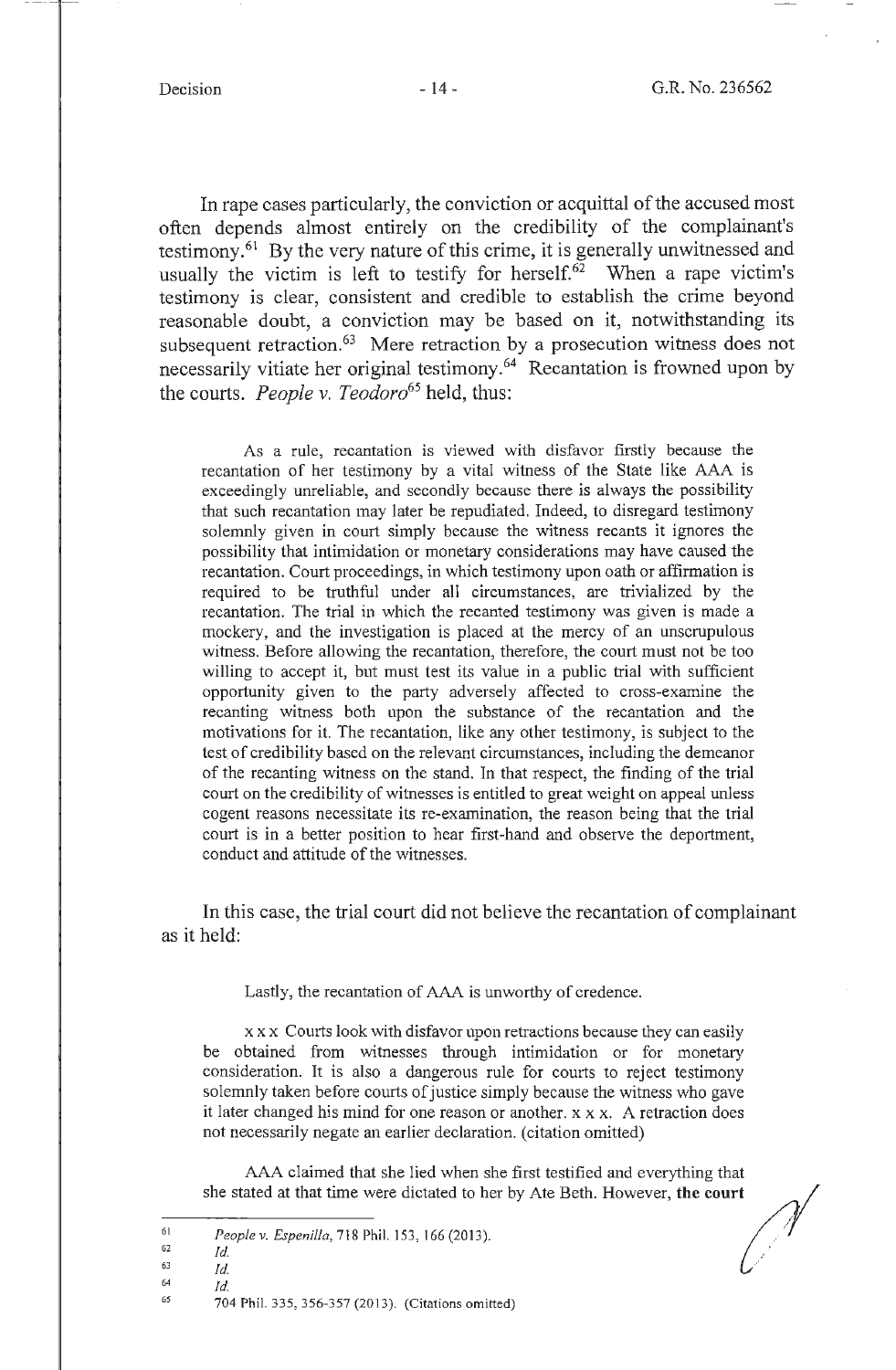In rape cases particularly, the conviction or acquittal of the accused most often depends almost entirely on the credibility of the complainant's testimony.[61] By the very nature of this crime, it is generally unwitnessed and usually the victim is left to testify for herself.[62] When a rape victim's testimony is clear, consistent and credible to establish the crime beyond reasonable doubt, a conviction may be based on it, notwithstanding its subsequent retraction.[63] Mere retraction by a prosecution witness does not necessarily vitiate her original testimony.[64] Recantation is frowned upon by the courts. *People v. Teodoro*[65] held, thus:

> As a rule, recantation is viewed with disfavor firstly because the recantation of her testimony by a vital witness of the State like AAA is exceedingly unreliable, and secondly because there is always the possibility that such recantation may later be repudiated. Indeed, to disregard testimony solemnly given in court simply because the witness recants it ignores the possibility that intimidation or monetary considerations may have caused the recantation. Court proceedings, in which testimony upon oath or affirmation is required to be truthful under all circumstances, are trivialized by the recantation. The trial in which the recanted testimony was given is made a mockery, and the investigation is placed at the mercy of an unscrupulous witness. Before allowing the recantation, therefore, the court must not be too willing to accept it, but must test its value in a public trial with sufficient opportunity given to the party adversely affected to cross-examine the recanting witness both upon the substance of the recantation and the motivations for it. The recantation, like any other testimony, is subject to the test of credibility based on the relevant circumstances, including the demeanor of the recanting witness on the stand. In that respect, the finding of the trial court on the credibility of witnesses is entitled to great weight on appeal unless cogent reasons necessitate its re-examination, the reason being that the trial court is in a better position to hear first-hand and observe the deportment, conduct and attitude of the witnesses.

In this case, the trial court did not believe the recantation of complainant as it held:

> Lastly, the recantation of AAA is unworthy of credence.
>
> x x x Courts look with disfavor upon retractions because they can easily be obtained from witnesses through intimidation or for monetary consideration. It is also a dangerous rule for courts to reject testimony solemnly taken before courts of justice simply because the witness who gave it later changed his mind for one reason or another. x x x. A retraction does not necessarily negate an earlier declaration. (citation omitted)
>
> AAA claimed that she lied when she first testified and everything that she stated at that time were dictated to her by Ate Beth. However, **the court**

---

[61] *People v. Espenilla*, 718 Phil. 153, 166 (2013).

[62] *Id.*

[63] *Id.*

[64] *Id.*

[65] 704 Phil. 335, 356-357 (2013). (Citations omitted)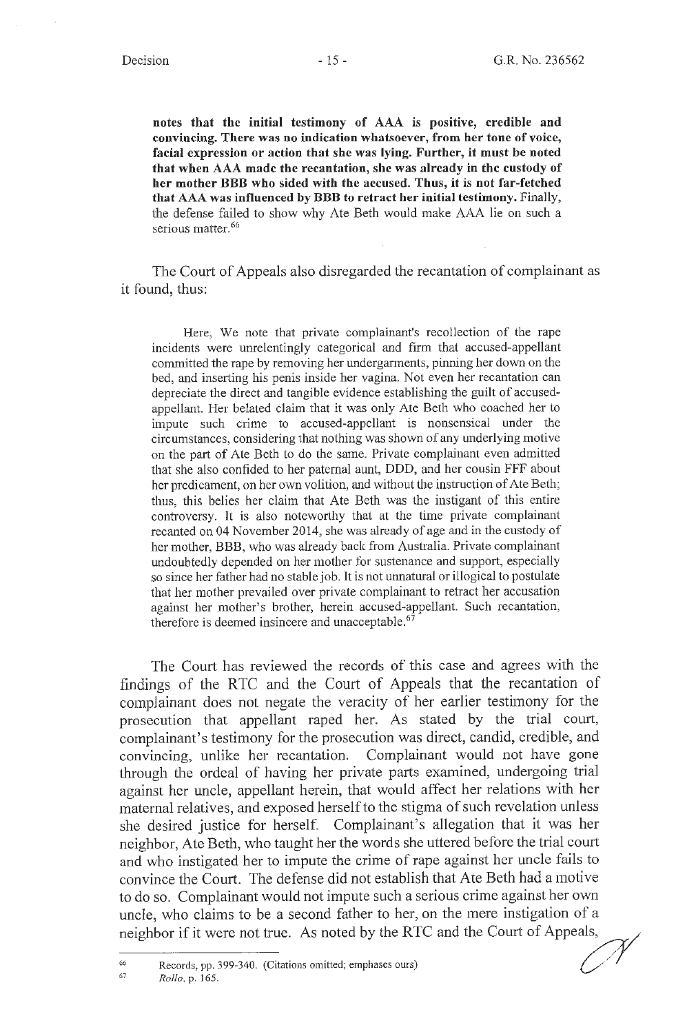**notes that the initial testimony of AAA is positive, credible and convincing. There was no indication whatsoever, from her tone of voice, facial expression or action that she was lying. Further, it must be noted that when AAA made the recantation, she was already in the custody of her mother BBB who sided with the accused. Thus, it is not far-fetched that AAA was influenced by BBB to retract her initial testimony.** Finally, the defense failed to show why Ate Beth would make AAA lie on such a serious matter.[66]

The Court of Appeals also disregarded the recantation of complainant as it found, thus:

> Here, We note that private complainant's recollection of the rape incidents were unrelentingly categorical and firm that accused-appellant committed the rape by removing her undergarments, pinning her down on the bed, and inserting his penis inside her vagina. Not even her recantation can depreciate the direct and tangible evidence establishing the guilt of accused-appellant. Her belated claim that it was only Ate Beth who coached her to impute such crime to accused-appellant is nonsensical under the circumstances, considering that nothing was shown of any underlying motive on the part of Ate Beth to do the same. Private complainant even admitted that she also confided to her paternal aunt, DDD, and her cousin FFF about her predicament, on her own volition, and without the instruction of Ate Beth; thus, this belies her claim that Ate Beth was the instigant of this entire controversy. It is also noteworthy that at the time private complainant recanted on 04 November 2014, she was already of age and in the custody of her mother, BBB, who was already back from Australia. Private complainant undoubtedly depended on her mother for sustenance and support, especially so since her father had no stable job. It is not unnatural or illogical to postulate that her mother prevailed over private complainant to retract her accusation against her mother's brother, herein accused-appellant. Such recantation, therefore is deemed insincere and unacceptable.[67]

The Court has reviewed the records of this case and agrees with the findings of the RTC and the Court of Appeals that the recantation of complainant does not negate the veracity of her earlier testimony for the prosecution that appellant raped her. As stated by the trial court, complainant's testimony for the prosecution was direct, candid, credible, and convincing, unlike her recantation. Complainant would not have gone through the ordeal of having her private parts examined, undergoing trial against her uncle, appellant herein, that would affect her relations with her maternal relatives, and exposed herself to the stigma of such revelation unless she desired justice for herself. Complainant's allegation that it was her neighbor, Ate Beth, who taught her the words she uttered before the trial court and who instigated her to impute the crime of rape against her uncle fails to convince the Court. The defense did not establish that Ate Beth had a motive to do so. Complainant would not impute such a serious crime against her own uncle, who claims to be a second father to her, on the mere instigation of a neighbor if it were not true. As noted by the RTC and the Court of Appeals,

---

[66] Records, pp. 399-340. (Citations omitted; emphases ours)

[67] *Rollo*, p. 165.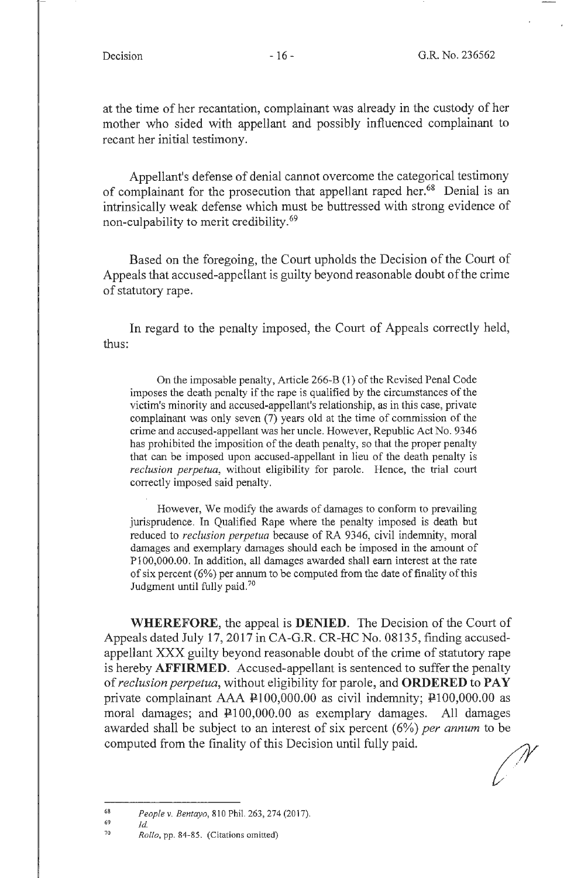at the time of her recantation, complainant was already in the custody of her mother who sided with appellant and possibly influenced complainant to recant her initial testimony.

Appellant's defense of denial cannot overcome the categorical testimony of complainant for the prosecution that appellant raped her.[68] Denial is an intrinsically weak defense which must be buttressed with strong evidence of non-culpability to merit credibility.[69]

Based on the foregoing, the Court upholds the Decision of the Court of Appeals that accused-appellant is guilty beyond reasonable doubt of the crime of statutory rape.

In regard to the penalty imposed, the Court of Appeals correctly held, thus:

> On the imposable penalty, Article 266-B (1) of the Revised Penal Code imposes the death penalty if the rape is qualified by the circumstances of the victim's minority and accused-appellant's relationship, as in this case, private complainant was only seven (7) years old at the time of commission of the crime and accused-appellant was her uncle. However, Republic Act No. 9346 has prohibited the imposition of the death penalty, so that the proper penalty that can be imposed upon accused-appellant in lieu of the death penalty is *reclusion perpetua*, without eligibility for parole. Hence, the trial court correctly imposed said penalty.
>
> However, We modify the awards of damages to conform to prevailing jurisprudence. In Qualified Rape where the penalty imposed is death but reduced to *reclusion perpetua* because of RA 9346, civil indemnity, moral damages and exemplary damages should each be imposed in the amount of P100,000.00. In addition, all damages awarded shall earn interest at the rate of six percent (6%) per annum to be computed from the date of finality of this Judgment until fully paid.[70]

**WHEREFORE**, the appeal is **DENIED**. The Decision of the Court of Appeals dated July 17, 2017 in CA-G.R. CR-HC No. 08135, finding accused-appellant XXX guilty beyond reasonable doubt of the crime of statutory rape is hereby **AFFIRMED**. Accused-appellant is sentenced to suffer the penalty of *reclusion perpetua*, without eligibility for parole, and **ORDERED** to **PAY** private complainant AAA ₱100,000.00 as civil indemnity; ₱100,000.00 as moral damages; and ₱100,000.00 as exemplary damages. All damages awarded shall be subject to an interest of six percent (6%) *per annum* to be computed from the finality of this Decision until fully paid.

---

68 *People v. Bentayo*, 810 Phil. 263, 274 (2017).

69 *Id.*

70 *Rollo*, pp. 84-85. (Citations omitted)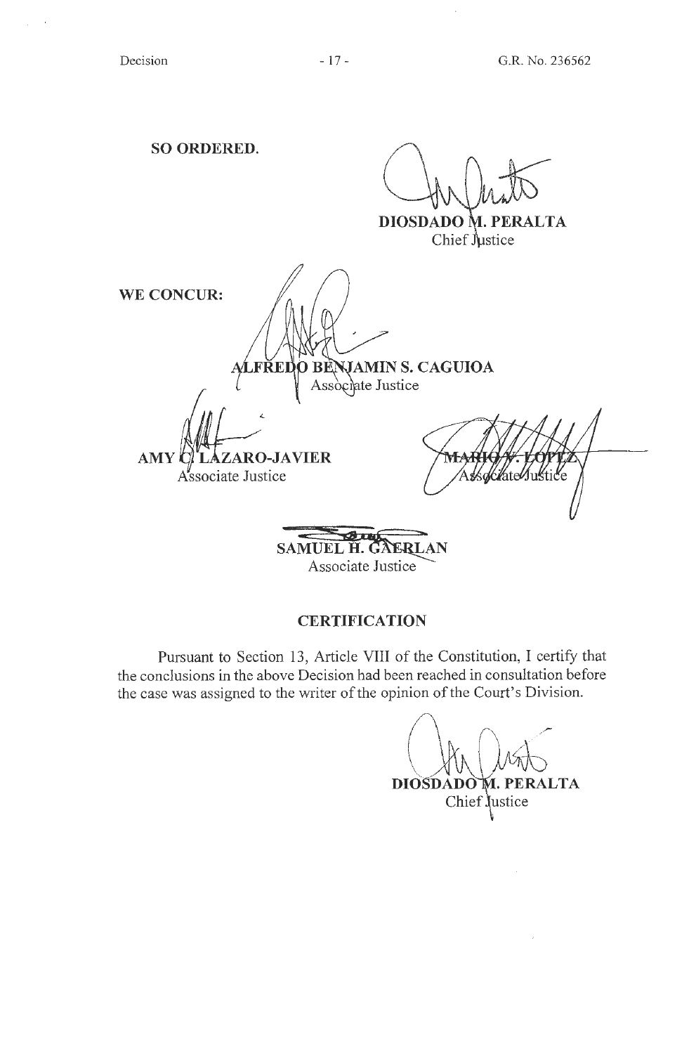**SO ORDERED.**

**DIOSDADO M. PERALTA**
Chief Justice

**WE CONCUR:**

**ALFREDO BENJAMIN S. CAGUIOA**
Associate Justice

**AMY C. LAZARO-JAVIER**
Associate Justice

**MARIO V. LOPEZ**
Associate Justice

**SAMUEL H. GAERLAN**
Associate Justice

## CERTIFICATION

Pursuant to Section 13, Article VIII of the Constitution, I certify that the conclusions in the above Decision had been reached in consultation before the case was assigned to the writer of the opinion of the Court's Division.

**DIOSDADO M. PERALTA**
Chief Justice